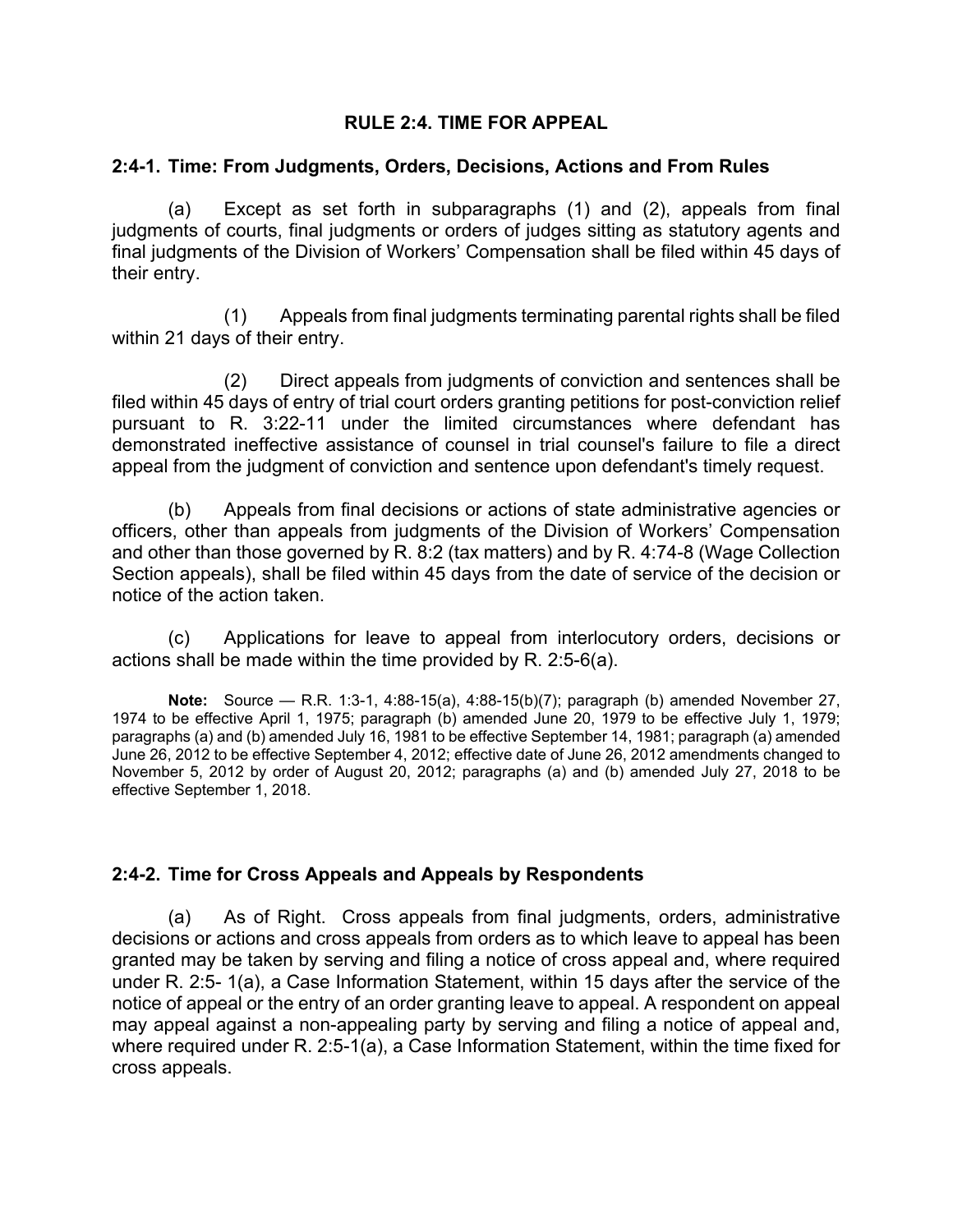# RULE 2:4. TIME FOR APPEAL

## 2:4-1. Time: From Judgments, Orders, Decisions, Actions and From Rules

(a) Except as set forth in subparagraphs (1) and (2), appeals from final judgments of courts, final judgments or orders of judges sitting as statutory agents and final judgments of the Division of Workers' Compensation shall be filed within 45 days of their entry.

(1) Appeals from final judgments terminating parental rights shall be filed within 21 days of their entry.

(2) Direct appeals from judgments of conviction and sentences shall be filed within 45 days of entry of trial court orders granting petitions for post-conviction relief pursuant to R. 3:22-11 under the limited circumstances where defendant has demonstrated ineffective assistance of counsel in trial counsel's failure to file a direct appeal from the judgment of conviction and sentence upon defendant's timely request.

(b) Appeals from final decisions or actions of state administrative agencies or officers, other than appeals from judgments of the Division of Workers' Compensation and other than those governed by R. 8:2 (tax matters) and by R. 4:74-8 (Wage Collection Section appeals), shall be filed within 45 days from the date of service of the decision or notice of the action taken.

(c) Applications for leave to appeal from interlocutory orders, decisions or actions shall be made within the time provided by R. 2:5-6(a).

**Note:** Source — R.R. 1:3-1, 4:88-15(a), 4:88-15(b)(7); paragraph (b) amended November 27, 1974 to be effective April 1, 1975; paragraph (b) amended June 20, 1979 to be effective July 1, 1979; paragraphs (a) and (b) amended July 16, 1981 to be effective September 14, 1981; paragraph (a) amended June 26, 2012 to be effective September 4, 2012; effective date of June 26, 2012 amendments changed to November 5, 2012 by order of August 20, 2012; paragraphs (a) and (b) amended July 27, 2018 to be effective September 1, 2018.

## 2:4-2. Time for Cross Appeals and Appeals by Respondents

(a) As of Right. Cross appeals from final judgments, orders, administrative decisions or actions and cross appeals from orders as to which leave to appeal has been granted may be taken by serving and filing a notice of cross appeal and, where required under R. 2:5- 1(a), a Case Information Statement, within 15 days after the service of the notice of appeal or the entry of an order granting leave to appeal. A respondent on appeal may appeal against a non-appealing party by serving and filing a notice of appeal and, where required under R. 2:5-1(a), a Case Information Statement, within the time fixed for cross appeals.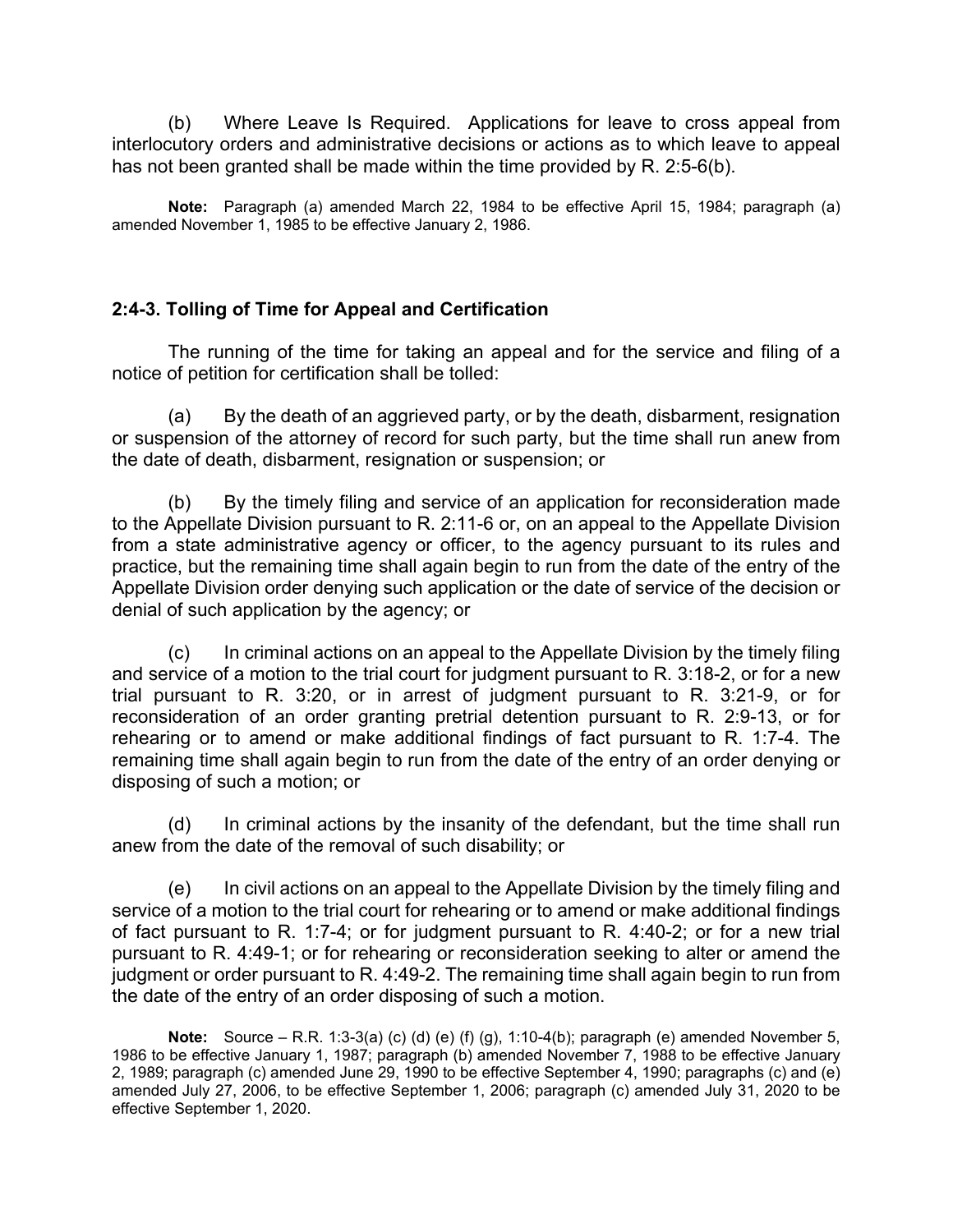(b) Where Leave Is Required. Applications for leave to cross appeal from interlocutory orders and administrative decisions or actions as to which leave to appeal has not been granted shall be made within the time provided by R. 2:5-6(b).

**Note:** Paragraph (a) amended March 22, 1984 to be effective April 15, 1984; paragraph (a) amended November 1, 1985 to be effective January 2, 1986.

### 2:4-3. Tolling of Time for Appeal and Certification

The running of the time for taking an appeal and for the service and filing of a notice of petition for certification shall be tolled:

(a) By the death of an aggrieved party, or by the death, disbarment, resignation or suspension of the attorney of record for such party, but the time shall run anew from the date of death, disbarment, resignation or suspension; or

(b) By the timely filing and service of an application for reconsideration made to the Appellate Division pursuant to R. 2:11-6 or, on an appeal to the Appellate Division from a state administrative agency or officer, to the agency pursuant to its rules and practice, but the remaining time shall again begin to run from the date of the entry of the Appellate Division order denying such application or the date of service of the decision or denial of such application by the agency; or

(c) In criminal actions on an appeal to the Appellate Division by the timely filing and service of a motion to the trial court for judgment pursuant to R. 3:18-2, or for a new trial pursuant to R. 3:20, or in arrest of judgment pursuant to R. 3:21-9, or for reconsideration of an order granting pretrial detention pursuant to R. 2:9-13, or for rehearing or to amend or make additional findings of fact pursuant to R. 1:7-4. The remaining time shall again begin to run from the date of the entry of an order denying or disposing of such a motion; or

(d) In criminal actions by the insanity of the defendant, but the time shall run anew from the date of the removal of such disability; or

(e) In civil actions on an appeal to the Appellate Division by the timely filing and service of a motion to the trial court for rehearing or to amend or make additional findings of fact pursuant to R. 1:7-4; or for judgment pursuant to R. 4:40-2; or for a new trial pursuant to R. 4:49-1; or for rehearing or reconsideration seeking to alter or amend the judgment or order pursuant to R. 4:49-2. The remaining time shall again begin to run from the date of the entry of an order disposing of such a motion.

**Note:** Source – R.R. 1:3-3(a) (c) (d) (e) (f) (g), 1:10-4(b); paragraph (e) amended November 5, 1986 to be effective January 1, 1987; paragraph (b) amended November 7, 1988 to be effective January 2, 1989; paragraph (c) amended June 29, 1990 to be effective September 4, 1990; paragraphs (c) and (e) amended July 27, 2006, to be effective September 1, 2006; paragraph (c) amended July 31, 2020 to be effective September 1, 2020.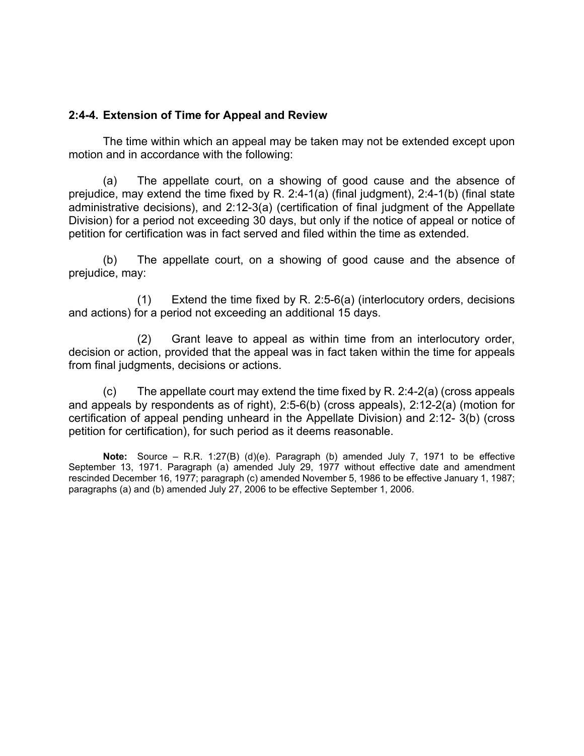### 2:4-4. Extension of Time for Appeal and Review

The time within which an appeal may be taken may not be extended except upon motion and in accordance with the following:

(a) The appellate court, on a showing of good cause and the absence of prejudice, may extend the time fixed by R. 2:4-1(a) (final judgment), 2:4-1(b) (final state administrative decisions), and 2:12-3(a) (certification of final judgment of the Appellate Division) for a period not exceeding 30 days, but only if the notice of appeal or notice of petition for certification was in fact served and filed within the time as extended.

(b) The appellate court, on a showing of good cause and the absence of prejudice, may:

(1) Extend the time fixed by R. 2:5-6(a) (interlocutory orders, decisions and actions) for a period not exceeding an additional 15 days.

(2) Grant leave to appeal as within time from an interlocutory order, decision or action, provided that the appeal was in fact taken within the time for appeals from final judgments, decisions or actions.

(c) The appellate court may extend the time fixed by R. 2:4-2(a) (cross appeals and appeals by respondents as of right), 2:5-6(b) (cross appeals), 2:12-2(a) (motion for certification of appeal pending unheard in the Appellate Division) and 2:12- 3(b) (cross petition for certification), for such period as it deems reasonable.

**Note:** Source – R.R. 1:27(B) (d)(e). Paragraph (b) amended July 7, 1971 to be effective September 13, 1971. Paragraph (a) amended July 29, 1977 without effective date and amendment rescinded December 16, 1977; paragraph (c) amended November 5, 1986 to be effective January 1, 1987; paragraphs (a) and (b) amended July 27, 2006 to be effective September 1, 2006.